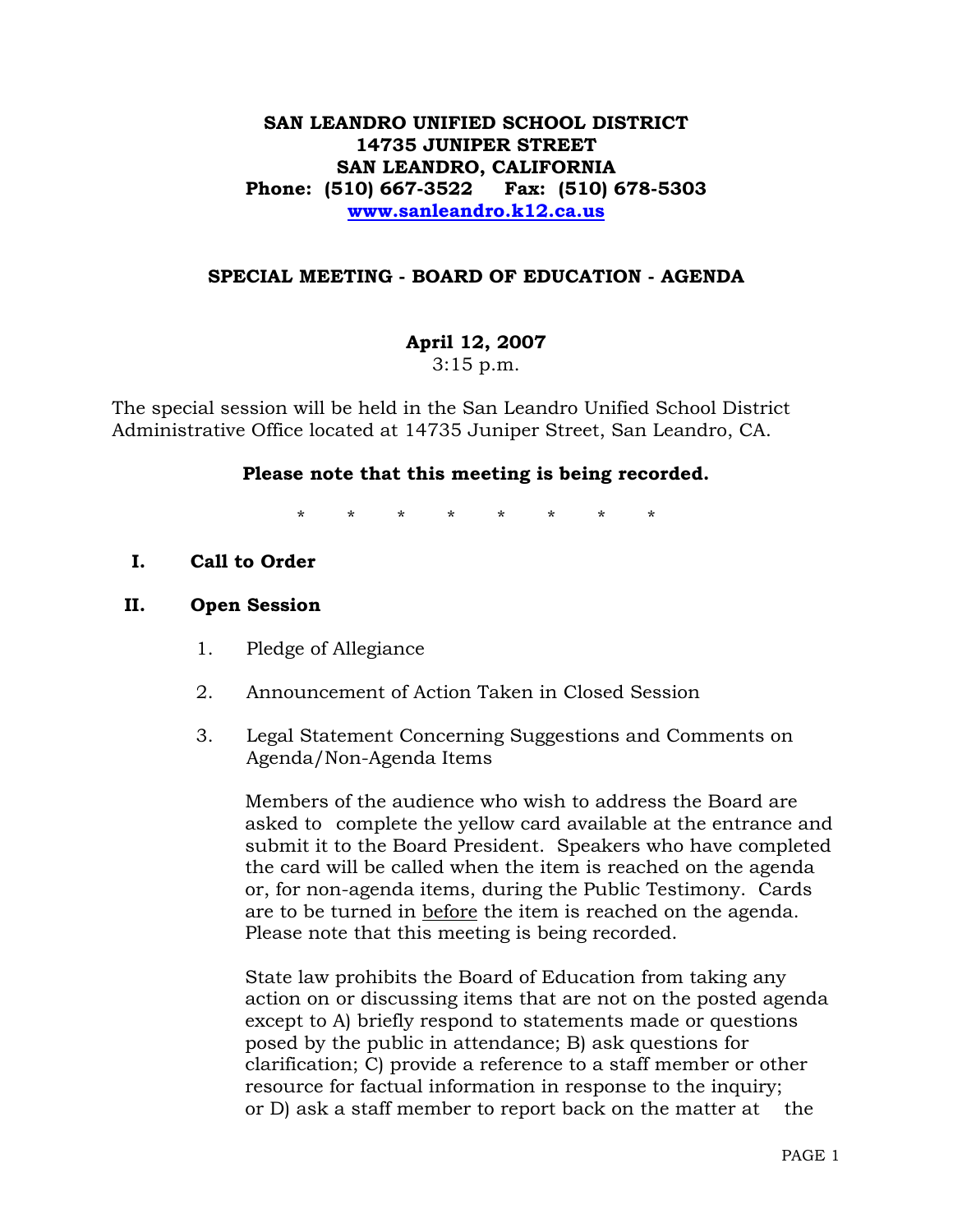**SAN LEANDRO UNIFIED SCHOOL DISTRICT**
**14735 JUNIPER STREET**
**SAN LEANDRO, CALIFORNIA**
**Phone: (510) 667-3522 Fax: (510) 678-5303**
**www.sanleandro.k12.ca.us**

## SPECIAL MEETING - BOARD OF EDUCATION - AGENDA

**April 12, 2007**
3:15 p.m.

The special session will be held in the San Leandro Unified School District Administrative Office located at 14735 Juniper Street, San Leandro, CA.

**Please note that this meeting is being recorded.**

\* \* \* \* \* \* \* \*

**I. Call to Order**

**II. Open Session**

1. Pledge of Allegiance

2. Announcement of Action Taken in Closed Session

3. Legal Statement Concerning Suggestions and Comments on Agenda/Non-Agenda Items

   Members of the audience who wish to address the Board are asked to complete the yellow card available at the entrance and submit it to the Board President. Speakers who have completed the card will be called when the item is reached on the agenda or, for non-agenda items, during the Public Testimony. Cards are to be turned in <u>before</u> the item is reached on the agenda. Please note that this meeting is being recorded.

   State law prohibits the Board of Education from taking any action on or discussing items that are not on the posted agenda except to A) briefly respond to statements made or questions posed by the public in attendance; B) ask questions for clarification; C) provide a reference to a staff member or other resource for factual information in response to the inquiry; or D) ask a staff member to report back on the matter at the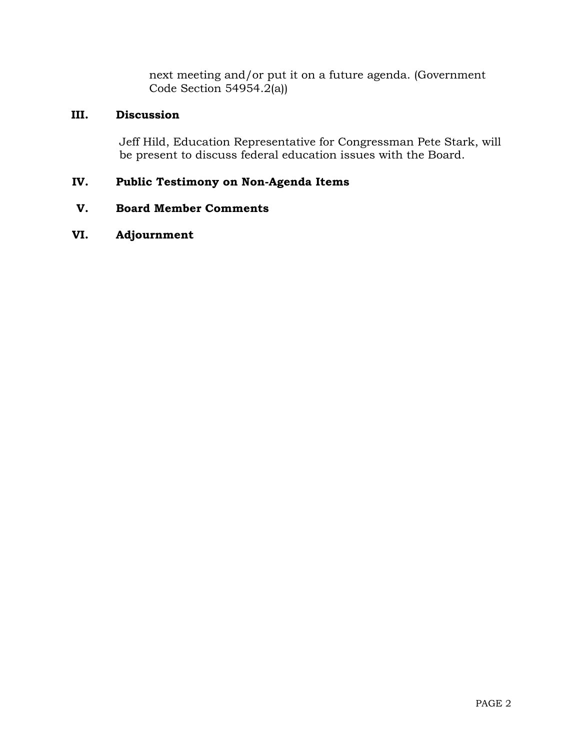next meeting and/or put it on a future agenda. (Government Code Section 54954.2(a))

## III. Discussion

Jeff Hild, Education Representative for Congressman Pete Stark, will be present to discuss federal education issues with the Board.

## IV. Public Testimony on Non-Agenda Items

## V. Board Member Comments

## VI. Adjournment